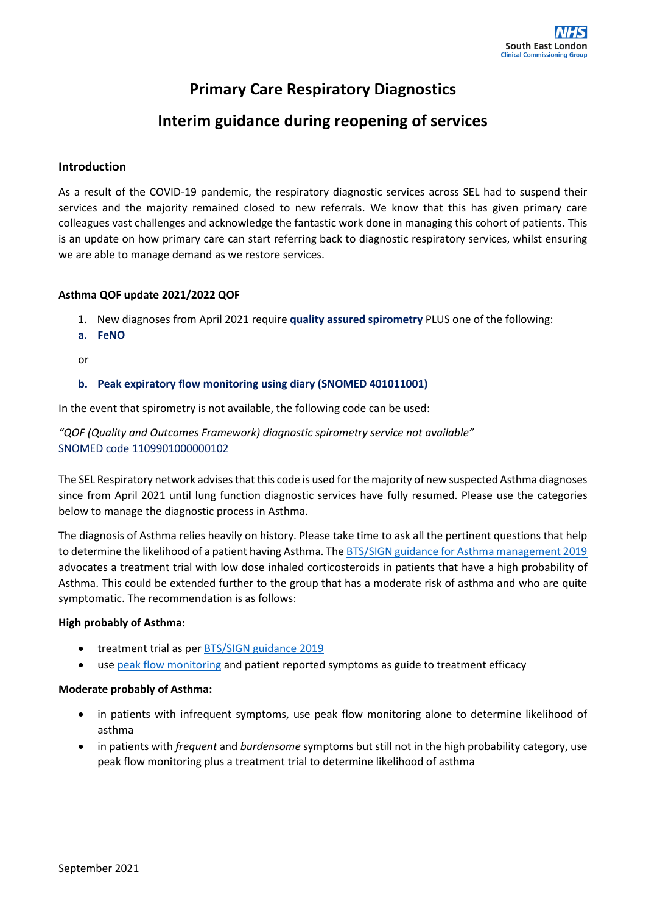NHS
South East London
Clinical Commissioning Group

# Primary Care Respiratory Diagnostics

## Interim guidance during reopening of services

### Introduction

As a result of the COVID-19 pandemic, the respiratory diagnostic services across SEL had to suspend their services and the majority remained closed to new referrals. We know that this has given primary care colleagues vast challenges and acknowledge the fantastic work done in managing this cohort of patients. This is an update on how primary care can start referring back to diagnostic respiratory services, whilst ensuring we are able to manage demand as we restore services.

### Asthma QOF update 2021/2022 QOF

1. New diagnoses from April 2021 require **quality assured spirometry** PLUS one of the following:

**a. FeNO**

or

**b. Peak expiratory flow monitoring using diary (SNOMED 401011001)**

In the event that spirometry is not available, the following code can be used:

*"QOF (Quality and Outcomes Framework) diagnostic spirometry service not available"*
SNOMED code 1109901000000102

The SEL Respiratory network advises that this code is used for the majority of new suspected Asthma diagnoses since from April 2021 until lung function diagnostic services have fully resumed. Please use the categories below to manage the diagnostic process in Asthma.

The diagnosis of Asthma relies heavily on history. Please take time to ask all the pertinent questions that help to determine the likelihood of a patient having Asthma. The BTS/SIGN guidance for Asthma management 2019 advocates a treatment trial with low dose inhaled corticosteroids in patients that have a high probability of Asthma. This could be extended further to the group that has a moderate risk of asthma and who are quite symptomatic. The recommendation is as follows:

**High probably of Asthma:**

- treatment trial as per BTS/SIGN guidance 2019
- use peak flow monitoring and patient reported symptoms as guide to treatment efficacy

**Moderate probably of Asthma:**

- in patients with infrequent symptoms, use peak flow monitoring alone to determine likelihood of asthma
- in patients with *frequent* and *burdensome* symptoms but still not in the high probability category, use peak flow monitoring plus a treatment trial to determine likelihood of asthma

September 2021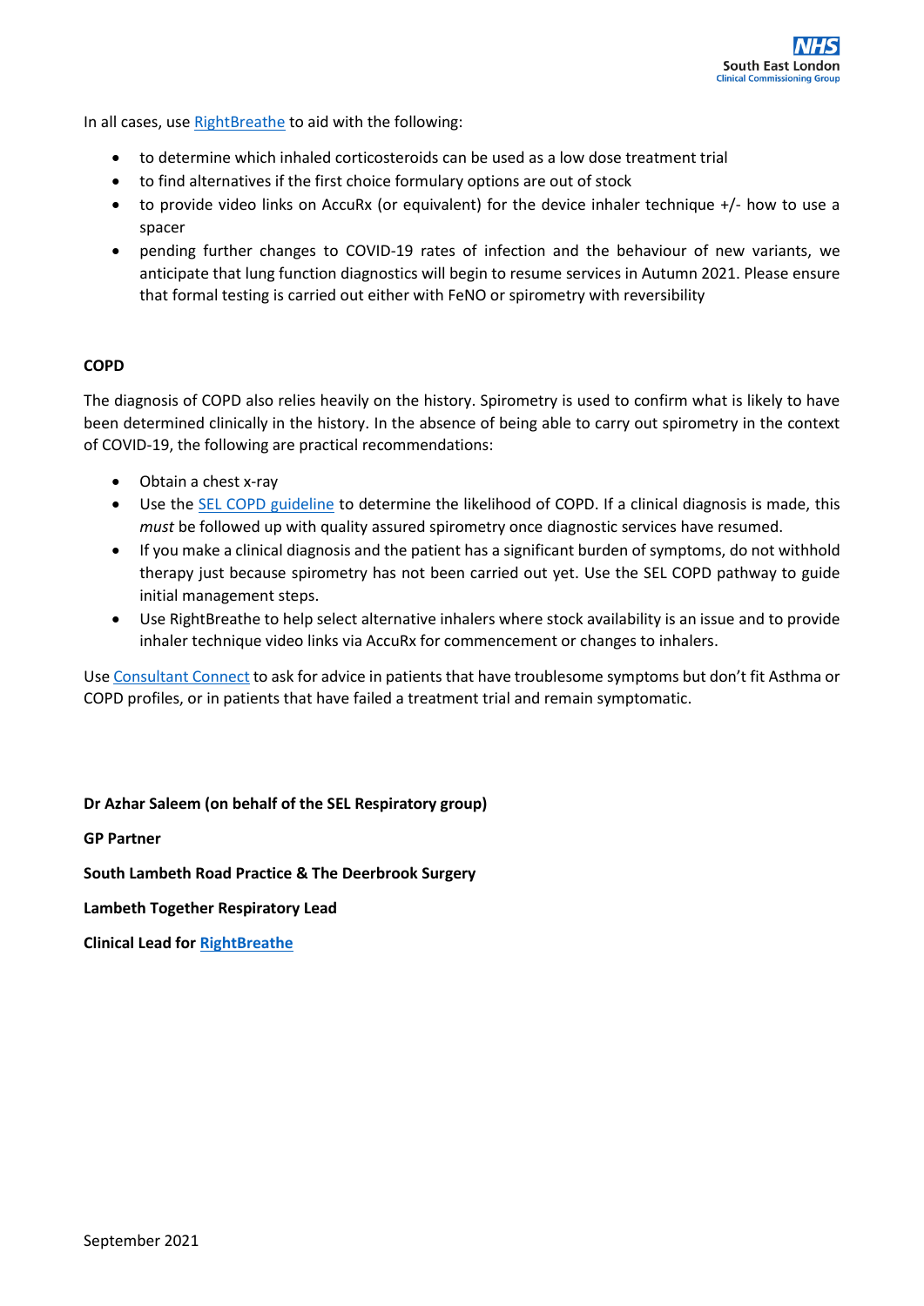In all cases, use RightBreathe to aid with the following:

- to determine which inhaled corticosteroids can be used as a low dose treatment trial
- to find alternatives if the first choice formulary options are out of stock
- to provide video links on AccuRx (or equivalent) for the device inhaler technique +/- how to use a spacer
- pending further changes to COVID-19 rates of infection and the behaviour of new variants, we anticipate that lung function diagnostics will begin to resume services in Autumn 2021. Please ensure that formal testing is carried out either with FeNO or spirometry with reversibility

**COPD**

The diagnosis of COPD also relies heavily on the history. Spirometry is used to confirm what is likely to have been determined clinically in the history. In the absence of being able to carry out spirometry in the context of COVID-19, the following are practical recommendations:

- Obtain a chest x-ray
- Use the SEL COPD guideline to determine the likelihood of COPD. If a clinical diagnosis is made, this *must* be followed up with quality assured spirometry once diagnostic services have resumed.
- If you make a clinical diagnosis and the patient has a significant burden of symptoms, do not withhold therapy just because spirometry has not been carried out yet. Use the SEL COPD pathway to guide initial management steps.
- Use RightBreathe to help select alternative inhalers where stock availability is an issue and to provide inhaler technique video links via AccuRx for commencement or changes to inhalers.

Use Consultant Connect to ask for advice in patients that have troublesome symptoms but don't fit Asthma or COPD profiles, or in patients that have failed a treatment trial and remain symptomatic.

**Dr Azhar Saleem (on behalf of the SEL Respiratory group)**

**GP Partner**

**South Lambeth Road Practice & The Deerbrook Surgery**

**Lambeth Together Respiratory Lead**

**Clinical Lead for RightBreathe**

September 2021